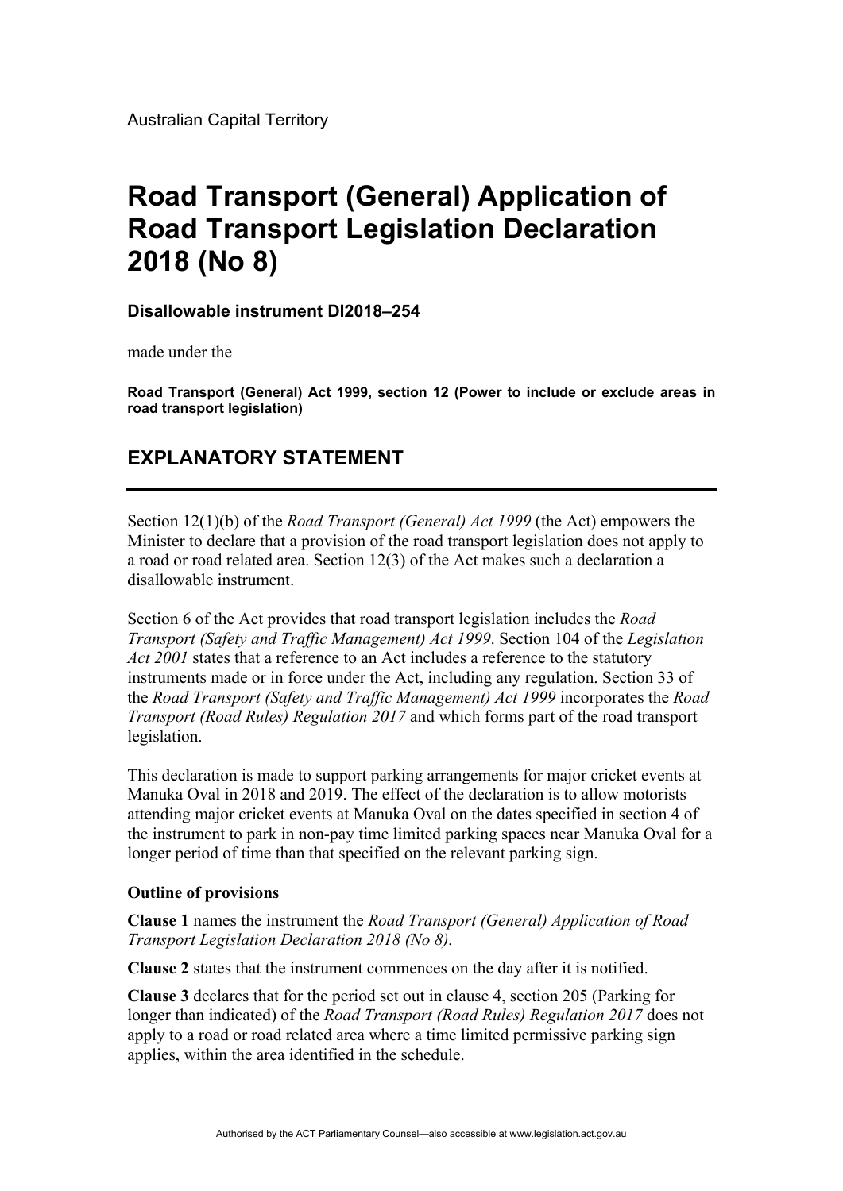Australian Capital Territory

# Road Transport (General) Application of Road Transport Legislation Declaration 2018 (No 8)

**Disallowable instrument DI2018–254**

made under the

**Road Transport (General) Act 1999, section 12 (Power to include or exclude areas in road transport legislation)**

## EXPLANATORY STATEMENT

Section 12(1)(b) of the *Road Transport (General) Act 1999* (the Act) empowers the Minister to declare that a provision of the road transport legislation does not apply to a road or road related area. Section 12(3) of the Act makes such a declaration a disallowable instrument.

Section 6 of the Act provides that road transport legislation includes the *Road Transport (Safety and Traffic Management) Act 1999*. Section 104 of the *Legislation Act 2001* states that a reference to an Act includes a reference to the statutory instruments made or in force under the Act, including any regulation. Section 33 of the *Road Transport (Safety and Traffic Management) Act 1999* incorporates the *Road Transport (Road Rules) Regulation 2017* and which forms part of the road transport legislation.

This declaration is made to support parking arrangements for major cricket events at Manuka Oval in 2018 and 2019. The effect of the declaration is to allow motorists attending major cricket events at Manuka Oval on the dates specified in section 4 of the instrument to park in non-pay time limited parking spaces near Manuka Oval for a longer period of time than that specified on the relevant parking sign.

**Outline of provisions**

**Clause 1** names the instrument the *Road Transport (General) Application of Road Transport Legislation Declaration 2018 (No 8).*

**Clause 2** states that the instrument commences on the day after it is notified.

**Clause 3** declares that for the period set out in clause 4, section 205 (Parking for longer than indicated) of the *Road Transport (Road Rules) Regulation 2017* does not apply to a road or road related area where a time limited permissive parking sign applies, within the area identified in the schedule.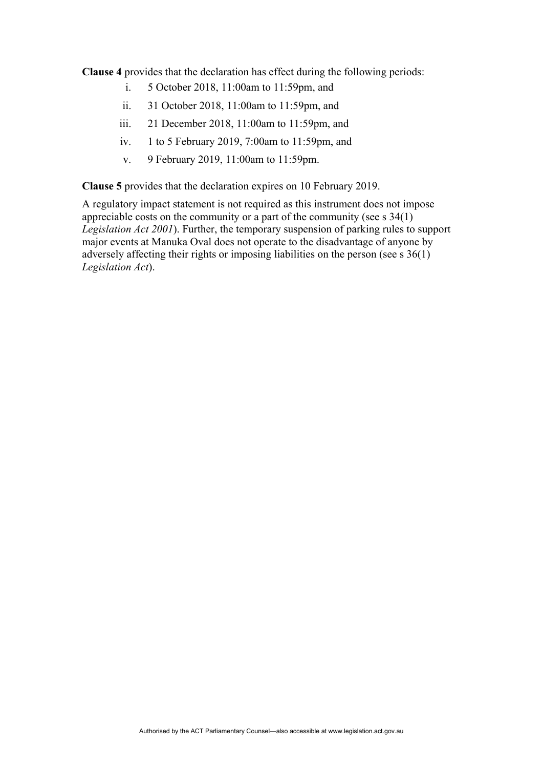**Clause 4** provides that the declaration has effect during the following periods:

i. 5 October 2018, 11:00am to 11:59pm, and
ii. 31 October 2018, 11:00am to 11:59pm, and
iii. 21 December 2018, 11:00am to 11:59pm, and
iv. 1 to 5 February 2019, 7:00am to 11:59pm, and
v. 9 February 2019, 11:00am to 11:59pm.

**Clause 5** provides that the declaration expires on 10 February 2019.

A regulatory impact statement is not required as this instrument does not impose appreciable costs on the community or a part of the community (see s 34(1) *Legislation Act 2001*). Further, the temporary suspension of parking rules to support major events at Manuka Oval does not operate to the disadvantage of anyone by adversely affecting their rights or imposing liabilities on the person (see s 36(1) *Legislation Act*).